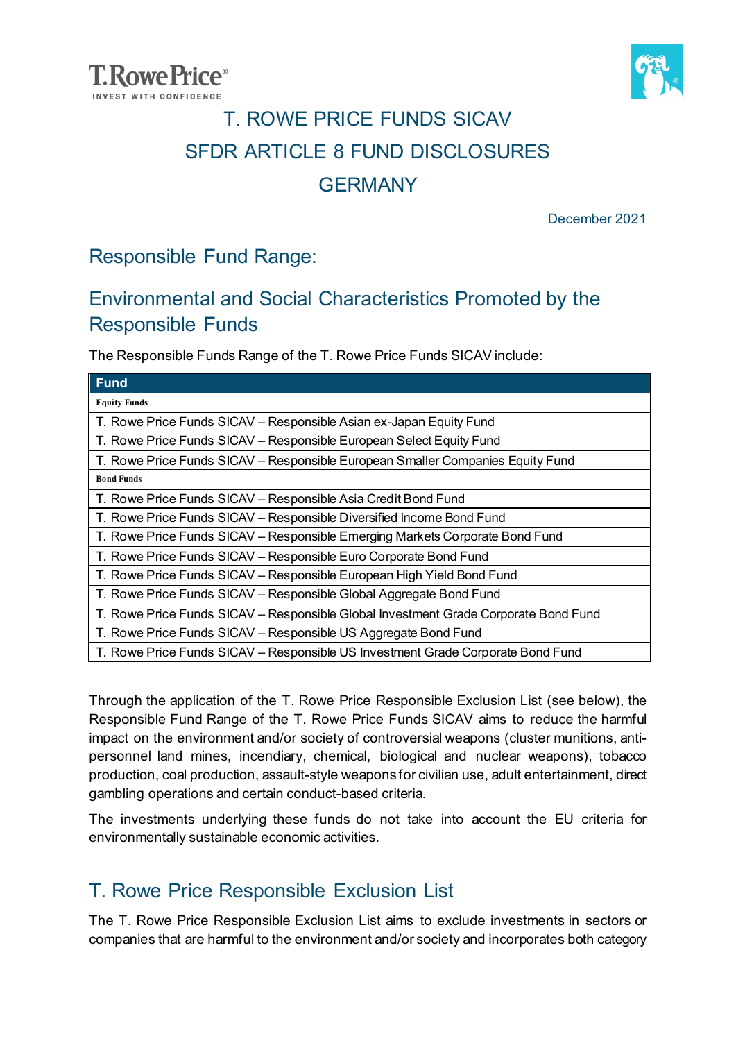# T. ROWE PRICE FUNDS SICAV
# SFDR ARTICLE 8 FUND DISCLOSURES
# GERMANY

December 2021

## Responsible Fund Range:

## Environmental and Social Characteristics Promoted by the Responsible Funds

The Responsible Funds Range of the T. Rowe Price Funds SICAV include:

| Fund |
|---|
| **Equity Funds** |
| T. Rowe Price Funds SICAV – Responsible Asian ex-Japan Equity Fund |
| T. Rowe Price Funds SICAV – Responsible European Select Equity Fund |
| T. Rowe Price Funds SICAV – Responsible European Smaller Companies Equity Fund |
| **Bond Funds** |
| T. Rowe Price Funds SICAV – Responsible Asia Credit Bond Fund |
| T. Rowe Price Funds SICAV – Responsible Diversified Income Bond Fund |
| T. Rowe Price Funds SICAV – Responsible Emerging Markets Corporate Bond Fund |
| T. Rowe Price Funds SICAV – Responsible Euro Corporate Bond Fund |
| T. Rowe Price Funds SICAV – Responsible European High Yield Bond Fund |
| T. Rowe Price Funds SICAV – Responsible Global Aggregate Bond Fund |
| T. Rowe Price Funds SICAV – Responsible Global Investment Grade Corporate Bond Fund |
| T. Rowe Price Funds SICAV – Responsible US Aggregate Bond Fund |
| T. Rowe Price Funds SICAV – Responsible US Investment Grade Corporate Bond Fund |

Through the application of the T. Rowe Price Responsible Exclusion List (see below), the Responsible Fund Range of the T. Rowe Price Funds SICAV aims to reduce the harmful impact on the environment and/or society of controversial weapons (cluster munitions, anti-personnel land mines, incendiary, chemical, biological and nuclear weapons), tobacco production, coal production, assault-style weapons for civilian use, adult entertainment, direct gambling operations and certain conduct-based criteria.

The investments underlying these funds do not take into account the EU criteria for environmentally sustainable economic activities.

## T. Rowe Price Responsible Exclusion List

The T. Rowe Price Responsible Exclusion List aims to exclude investments in sectors or companies that are harmful to the environment and/or society and incorporates both category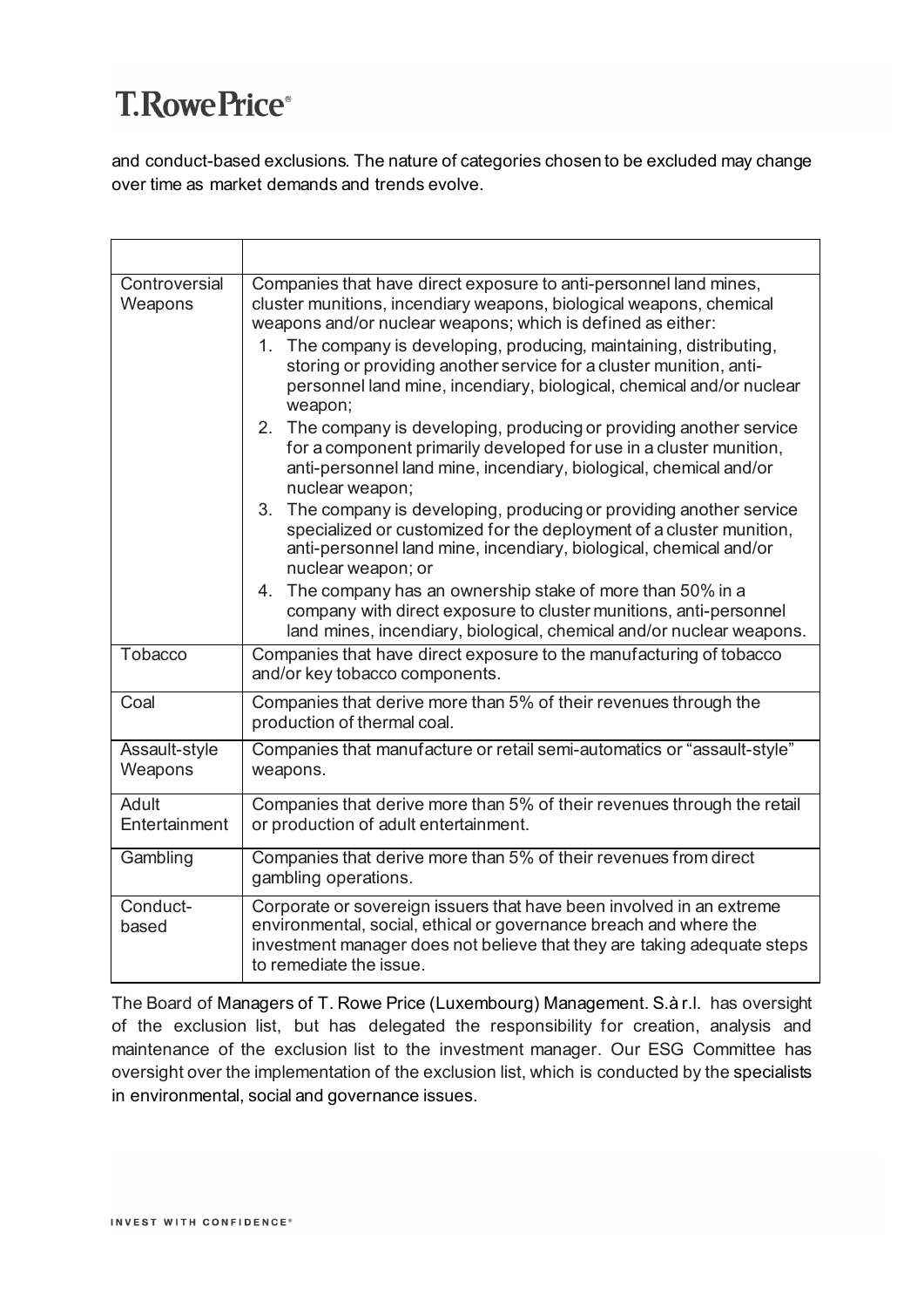and conduct-based exclusions. The nature of categories chosen to be excluded may change over time as market demands and trends evolve.

| | |
|---|---|
| Controversial Weapons | Companies that have direct exposure to anti-personnel land mines, cluster munitions, incendiary weapons, biological weapons, chemical weapons and/or nuclear weapons; which is defined as either:<br>1. The company is developing, producing, maintaining, distributing, storing or providing another service for a cluster munition, anti-personnel land mine, incendiary, biological, chemical and/or nuclear weapon;<br>2. The company is developing, producing or providing another service for a component primarily developed for use in a cluster munition, anti-personnel land mine, incendiary, biological, chemical and/or nuclear weapon;<br>3. The company is developing, producing or providing another service specialized or customized for the deployment of a cluster munition, anti-personnel land mine, incendiary, biological, chemical and/or nuclear weapon; or<br>4. The company has an ownership stake of more than 50% in a company with direct exposure to cluster munitions, anti-personnel land mines, incendiary, biological, chemical and/or nuclear weapons. |
| Tobacco | Companies that have direct exposure to the manufacturing of tobacco and/or key tobacco components. |
| Coal | Companies that derive more than 5% of their revenues through the production of thermal coal. |
| Assault-style Weapons | Companies that manufacture or retail semi-automatics or "assault-style" weapons. |
| Adult Entertainment | Companies that derive more than 5% of their revenues through the retail or production of adult entertainment. |
| Gambling | Companies that derive more than 5% of their revenues from direct gambling operations. |
| Conduct-based | Corporate or sovereign issuers that have been involved in an extreme environmental, social, ethical or governance breach and where the investment manager does not believe that they are taking adequate steps to remediate the issue. |

The Board of Managers of T. Rowe Price (Luxembourg) Management. S.à r.l. has oversight of the exclusion list, but has delegated the responsibility for creation, analysis and maintenance of the exclusion list to the investment manager. Our ESG Committee has oversight over the implementation of the exclusion list, which is conducted by the specialists in environmental, social and governance issues.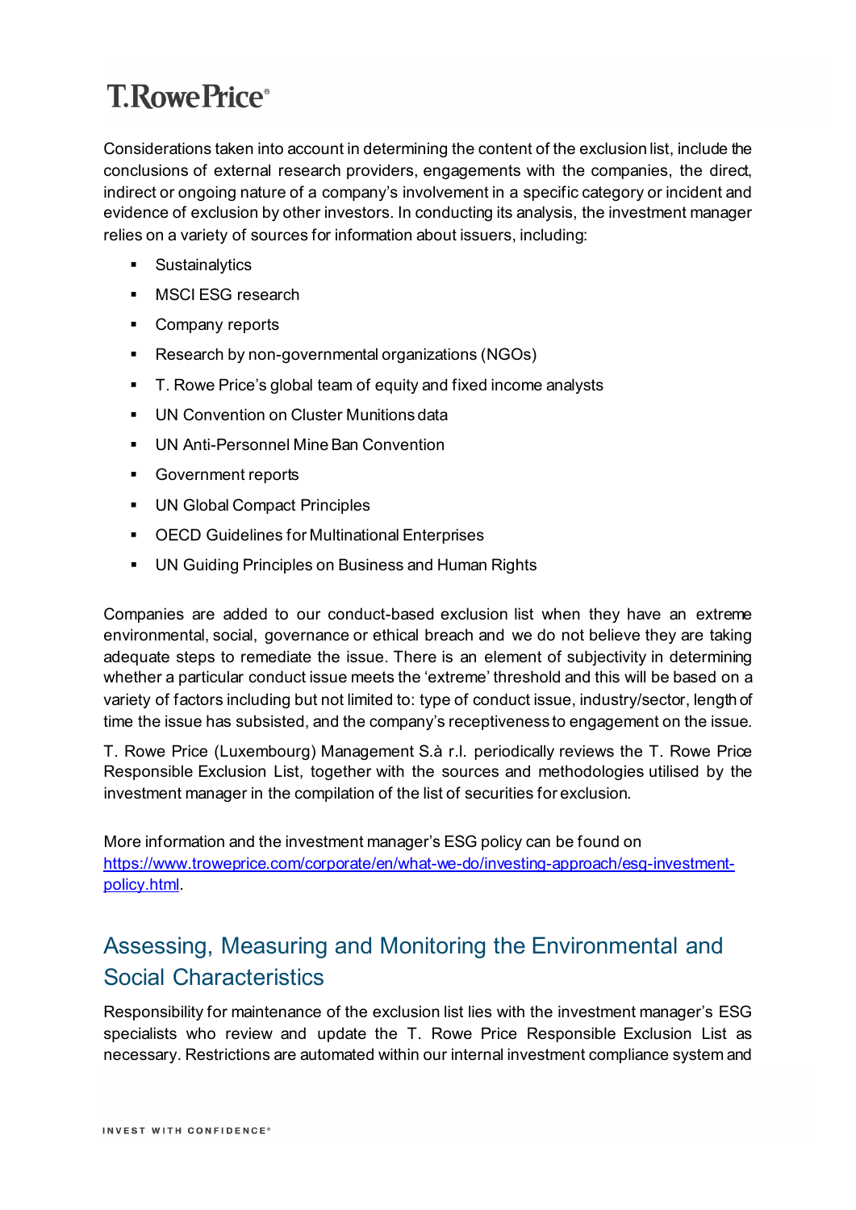Considerations taken into account in determining the content of the exclusion list, include the conclusions of external research providers, engagements with the companies, the direct, indirect or ongoing nature of a company's involvement in a specific category or incident and evidence of exclusion by other investors. In conducting its analysis, the investment manager relies on a variety of sources for information about issuers, including:

- Sustainalytics
- MSCI ESG research
- Company reports
- Research by non-governmental organizations (NGOs)
- T. Rowe Price's global team of equity and fixed income analysts
- UN Convention on Cluster Munitions data
- UN Anti-Personnel Mine Ban Convention
- Government reports
- UN Global Compact Principles
- OECD Guidelines for Multinational Enterprises
- UN Guiding Principles on Business and Human Rights

Companies are added to our conduct-based exclusion list when they have an extreme environmental, social, governance or ethical breach and we do not believe they are taking adequate steps to remediate the issue. There is an element of subjectivity in determining whether a particular conduct issue meets the 'extreme' threshold and this will be based on a variety of factors including but not limited to: type of conduct issue, industry/sector, length of time the issue has subsisted, and the company's receptiveness to engagement on the issue.

T. Rowe Price (Luxembourg) Management S.à r.l. periodically reviews the T. Rowe Price Responsible Exclusion List, together with the sources and methodologies utilised by the investment manager in the compilation of the list of securities for exclusion.

More information and the investment manager's ESG policy can be found on [https://www.troweprice.com/corporate/en/what-we-do/investing-approach/esg-investment-policy.html](https://www.troweprice.com/corporate/en/what-we-do/investing-approach/esg-investment-policy.html).

## Assessing, Measuring and Monitoring the Environmental and Social Characteristics

Responsibility for maintenance of the exclusion list lies with the investment manager's ESG specialists who review and update the T. Rowe Price Responsible Exclusion List as necessary. Restrictions are automated within our internal investment compliance system and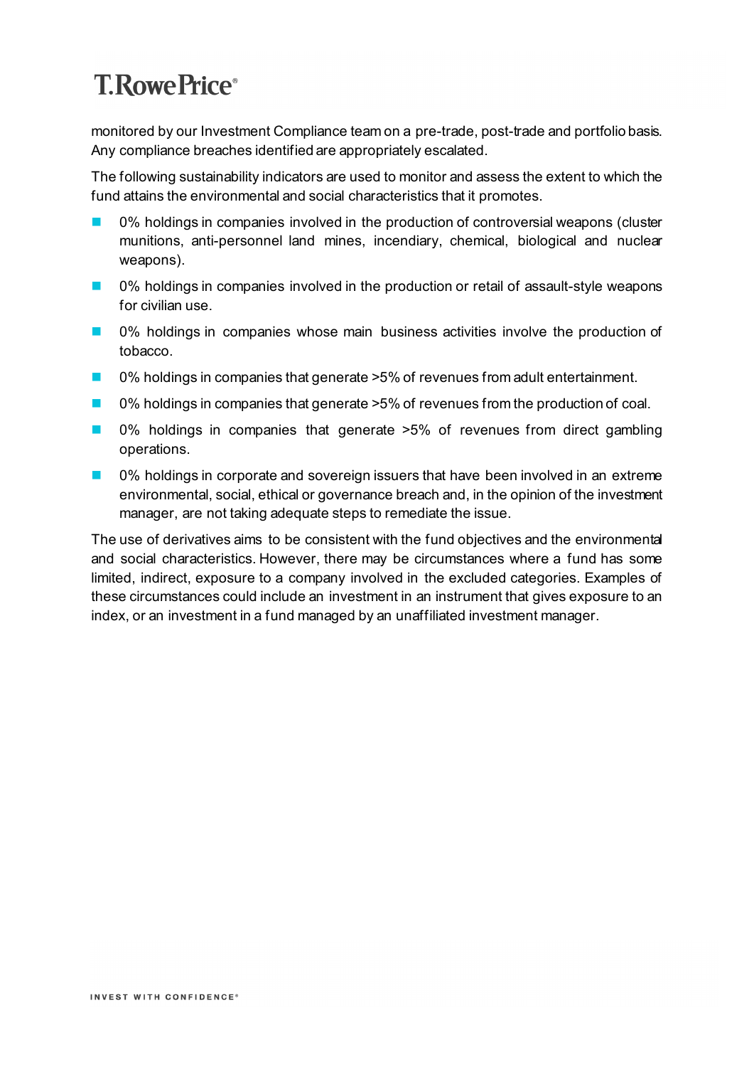monitored by our Investment Compliance team on a pre-trade, post-trade and portfolio basis. Any compliance breaches identified are appropriately escalated.

The following sustainability indicators are used to monitor and assess the extent to which the fund attains the environmental and social characteristics that it promotes.

- 0% holdings in companies involved in the production of controversial weapons (cluster munitions, anti-personnel land mines, incendiary, chemical, biological and nuclear weapons).
- 0% holdings in companies involved in the production or retail of assault-style weapons for civilian use.
- 0% holdings in companies whose main business activities involve the production of tobacco.
- 0% holdings in companies that generate >5% of revenues from adult entertainment.
- 0% holdings in companies that generate >5% of revenues from the production of coal.
- 0% holdings in companies that generate >5% of revenues from direct gambling operations.
- 0% holdings in corporate and sovereign issuers that have been involved in an extreme environmental, social, ethical or governance breach and, in the opinion of the investment manager, are not taking adequate steps to remediate the issue.

The use of derivatives aims to be consistent with the fund objectives and the environmental and social characteristics. However, there may be circumstances where a fund has some limited, indirect, exposure to a company involved in the excluded categories. Examples of these circumstances could include an investment in an instrument that gives exposure to an index, or an investment in a fund managed by an unaffiliated investment manager.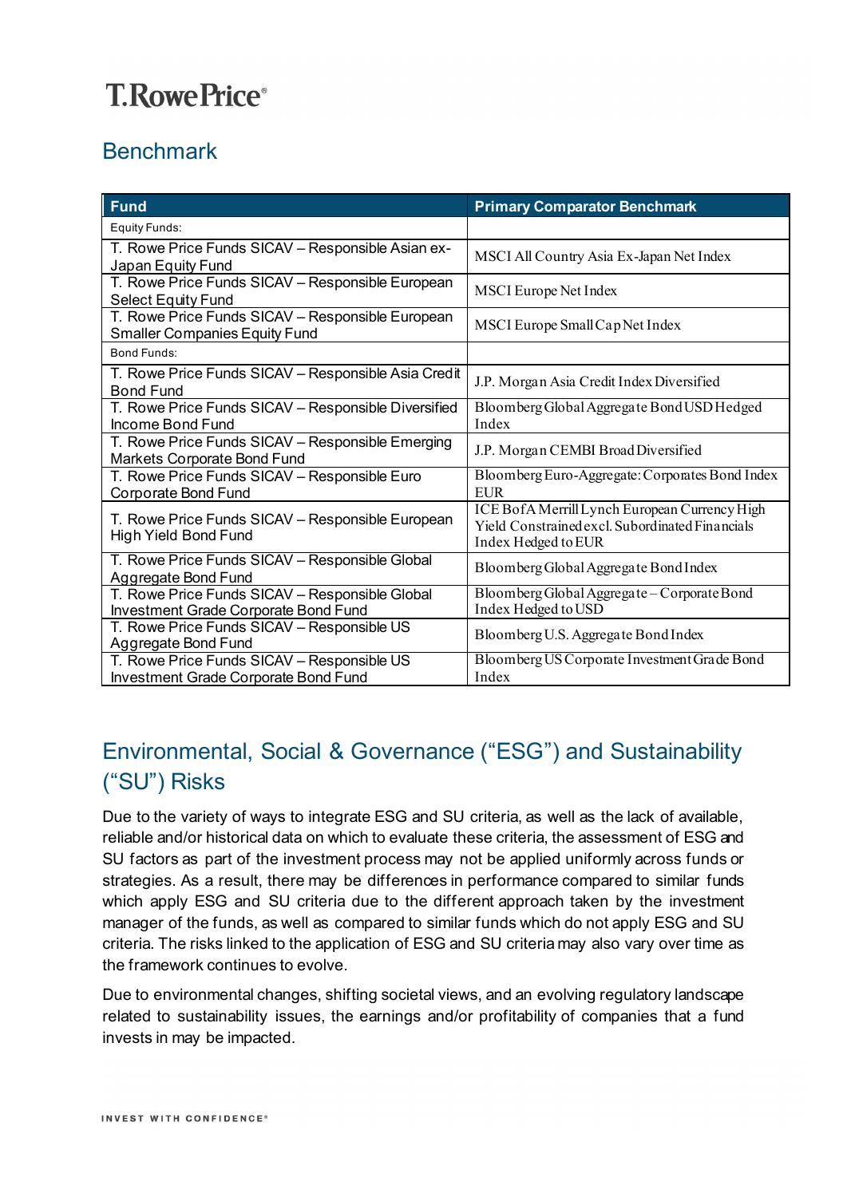## Benchmark

| Fund | Primary Comparator Benchmark |
|---|---|
| Equity Funds: | |
| T. Rowe Price Funds SICAV – Responsible Asian ex-Japan Equity Fund | MSCI All Country Asia Ex-Japan Net Index |
| T. Rowe Price Funds SICAV – Responsible European Select Equity Fund | MSCI Europe Net Index |
| T. Rowe Price Funds SICAV – Responsible European Smaller Companies Equity Fund | MSCI Europe Small Cap Net Index |
| Bond Funds: | |
| T. Rowe Price Funds SICAV – Responsible Asia Credit Bond Fund | J.P. Morgan Asia Credit Index Diversified |
| T. Rowe Price Funds SICAV – Responsible Diversified Income Bond Fund | Bloomberg Global Aggregate Bond USD Hedged Index |
| T. Rowe Price Funds SICAV – Responsible Emerging Markets Corporate Bond Fund | J.P. Morgan CEMBI Broad Diversified |
| T. Rowe Price Funds SICAV – Responsible Euro Corporate Bond Fund | Bloomberg Euro-Aggregate: Corporates Bond Index EUR |
| T. Rowe Price Funds SICAV – Responsible European High Yield Bond Fund | ICE BofA Merrill Lynch European Currency High Yield Constrained excl. Subordinated Financials Index Hedged to EUR |
| T. Rowe Price Funds SICAV – Responsible Global Aggregate Bond Fund | Bloomberg Global Aggregate Bond Index |
| T. Rowe Price Funds SICAV – Responsible Global Investment Grade Corporate Bond Fund | Bloomberg Global Aggregate – Corporate Bond Index Hedged to USD |
| T. Rowe Price Funds SICAV – Responsible US Aggregate Bond Fund | Bloomberg U.S. Aggregate Bond Index |
| T. Rowe Price Funds SICAV – Responsible US Investment Grade Corporate Bond Fund | Bloomberg US Corporate Investment Grade Bond Index |

## Environmental, Social & Governance (“ESG”) and Sustainability (“SU”) Risks

Due to the variety of ways to integrate ESG and SU criteria, as well as the lack of available, reliable and/or historical data on which to evaluate these criteria, the assessment of ESG and SU factors as part of the investment process may not be applied uniformly across funds or strategies. As a result, there may be differences in performance compared to similar funds which apply ESG and SU criteria due to the different approach taken by the investment manager of the funds, as well as compared to similar funds which do not apply ESG and SU criteria. The risks linked to the application of ESG and SU criteria may also vary over time as the framework continues to evolve.

Due to environmental changes, shifting societal views, and an evolving regulatory landscape related to sustainability issues, the earnings and/or profitability of companies that a fund invests in may be impacted.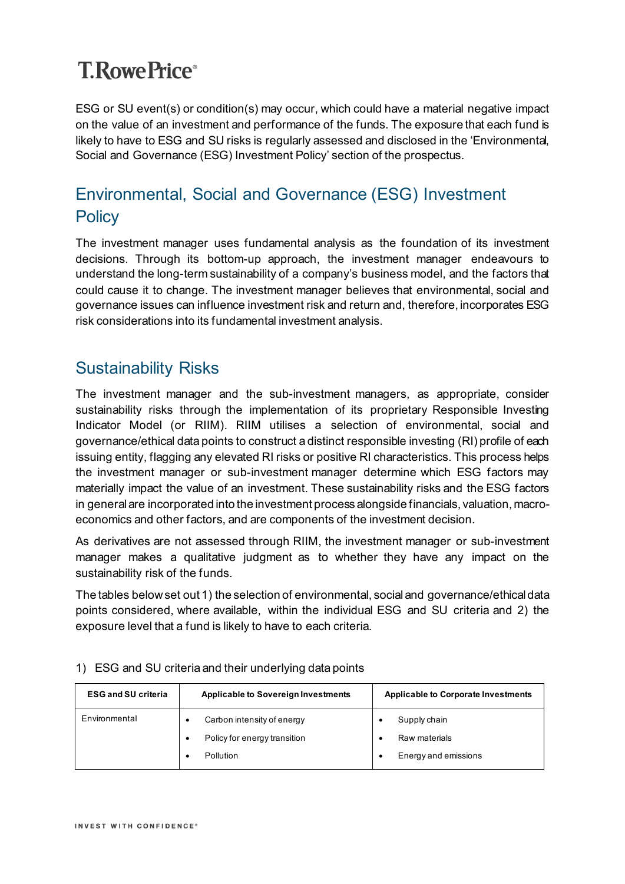ESG or SU event(s) or condition(s) may occur, which could have a material negative impact on the value of an investment and performance of the funds. The exposure that each fund is likely to have to ESG and SU risks is regularly assessed and disclosed in the 'Environmental, Social and Governance (ESG) Investment Policy' section of the prospectus.

## Environmental, Social and Governance (ESG) Investment Policy

The investment manager uses fundamental analysis as the foundation of its investment decisions. Through its bottom-up approach, the investment manager endeavours to understand the long-term sustainability of a company's business model, and the factors that could cause it to change. The investment manager believes that environmental, social and governance issues can influence investment risk and return and, therefore, incorporates ESG risk considerations into its fundamental investment analysis.

## Sustainability Risks

The investment manager and the sub-investment managers, as appropriate, consider sustainability risks through the implementation of its proprietary Responsible Investing Indicator Model (or RIIM). RIIM utilises a selection of environmental, social and governance/ethical data points to construct a distinct responsible investing (RI) profile of each issuing entity, flagging any elevated RI risks or positive RI characteristics. This process helps the investment manager or sub-investment manager determine which ESG factors may materially impact the value of an investment. These sustainability risks and the ESG factors in general are incorporated into the investment process alongside financials, valuation, macro-economics and other factors, and are components of the investment decision.

As derivatives are not assessed through RIIM, the investment manager or sub-investment manager makes a qualitative judgment as to whether they have any impact on the sustainability risk of the funds.

The tables below set out 1) the selection of environmental, social and governance/ethical data points considered, where available, within the individual ESG and SU criteria and 2) the exposure level that a fund is likely to have to each criteria.

1) ESG and SU criteria and their underlying data points

| ESG and SU criteria | Applicable to Sovereign Investments | Applicable to Corporate Investments |
|---|---|---|
| Environmental | • Carbon intensity of energy<br>• Policy for energy transition<br>• Pollution | • Supply chain<br>• Raw materials<br>• Energy and emissions |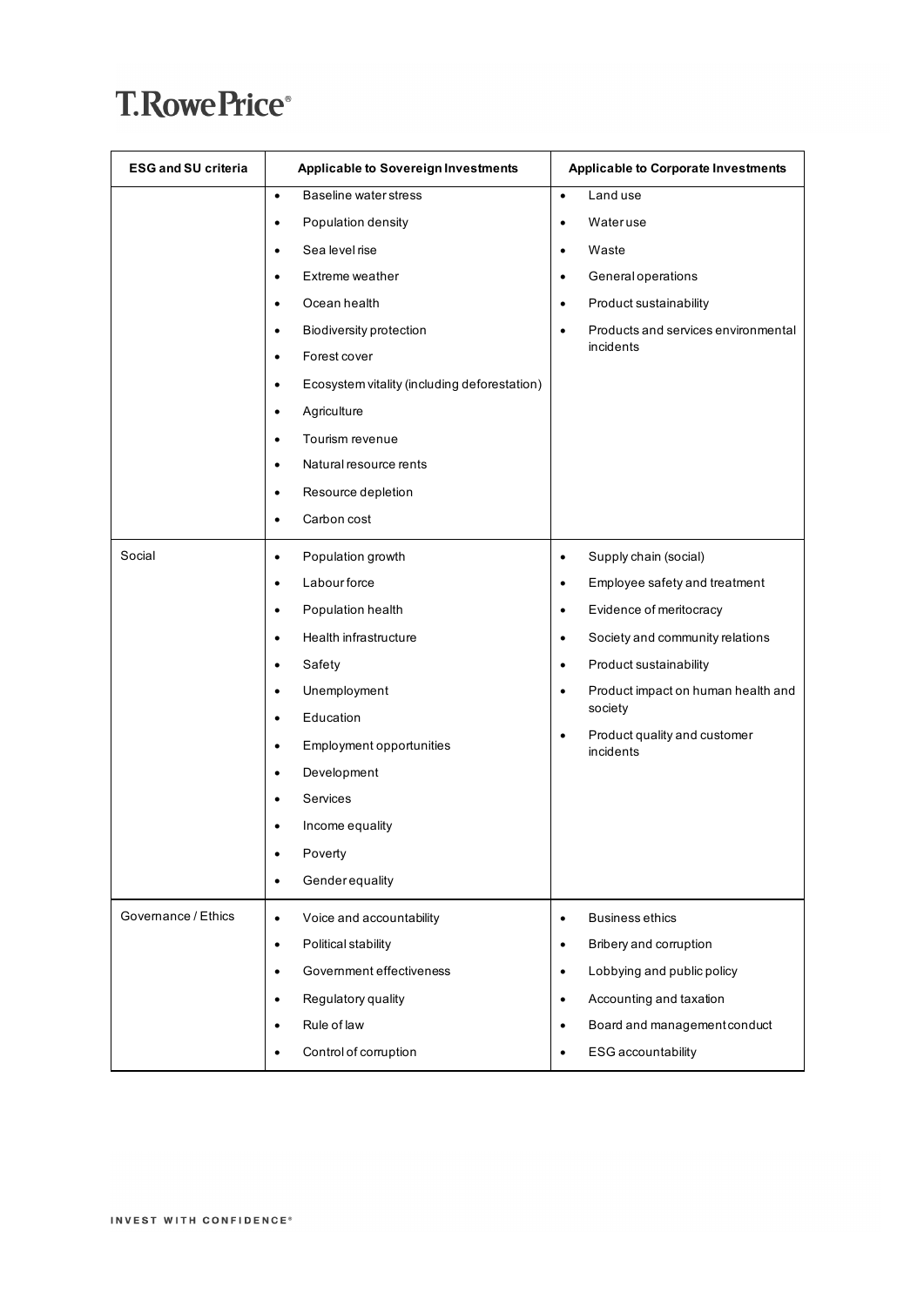| ESG and SU criteria | Applicable to Sovereign Investments | Applicable to Corporate Investments |
| --- | --- | --- |
| | • Baseline water stress<br>• Population density<br>• Sea level rise<br>• Extreme weather<br>• Ocean health<br>• Biodiversity protection<br>• Forest cover<br>• Ecosystem vitality (including deforestation)<br>• Agriculture<br>• Tourism revenue<br>• Natural resource rents<br>• Resource depletion<br>• Carbon cost | • Land use<br>• Water use<br>• Waste<br>• General operations<br>• Product sustainability<br>• Products and services environmental incidents |
| Social | • Population growth<br>• Labour force<br>• Population health<br>• Health infrastructure<br>• Safety<br>• Unemployment<br>• Education<br>• Employment opportunities<br>• Development<br>• Services<br>• Income equality<br>• Poverty<br>• Gender equality | • Supply chain (social)<br>• Employee safety and treatment<br>• Evidence of meritocracy<br>• Society and community relations<br>• Product sustainability<br>• Product impact on human health and society<br>• Product quality and customer incidents |
| Governance / Ethics | • Voice and accountability<br>• Political stability<br>• Government effectiveness<br>• Regulatory quality<br>• Rule of law<br>• Control of corruption | • Business ethics<br>• Bribery and corruption<br>• Lobbying and public policy<br>• Accounting and taxation<br>• Board and management conduct<br>• ESG accountability |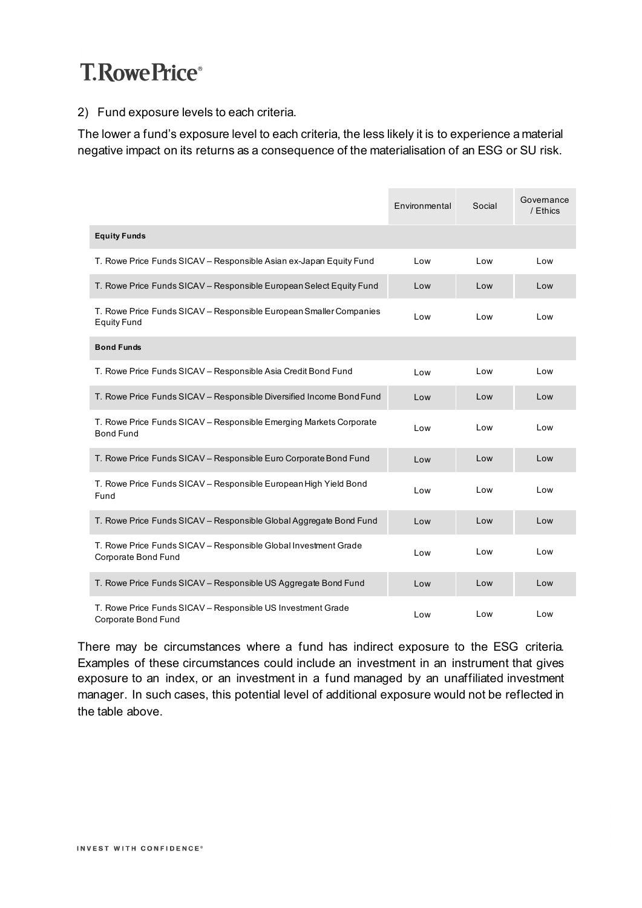2) Fund exposure levels to each criteria.

The lower a fund's exposure level to each criteria, the less likely it is to experience a material negative impact on its returns as a consequence of the materialisation of an ESG or SU risk.

| | Environmental | Social | Governance / Ethics |
|---|---|---|---|
| **Equity Funds** | | | |
| T. Rowe Price Funds SICAV – Responsible Asian ex-Japan Equity Fund | Low | Low | Low |
| T. Rowe Price Funds SICAV – Responsible European Select Equity Fund | Low | Low | Low |
| T. Rowe Price Funds SICAV – Responsible European Smaller Companies Equity Fund | Low | Low | Low |
| **Bond Funds** | | | |
| T. Rowe Price Funds SICAV – Responsible Asia Credit Bond Fund | Low | Low | Low |
| T. Rowe Price Funds SICAV – Responsible Diversified Income Bond Fund | Low | Low | Low |
| T. Rowe Price Funds SICAV – Responsible Emerging Markets Corporate Bond Fund | Low | Low | Low |
| T. Rowe Price Funds SICAV – Responsible Euro Corporate Bond Fund | Low | Low | Low |
| T. Rowe Price Funds SICAV – Responsible European High Yield Bond Fund | Low | Low | Low |
| T. Rowe Price Funds SICAV – Responsible Global Aggregate Bond Fund | Low | Low | Low |
| T. Rowe Price Funds SICAV – Responsible Global Investment Grade Corporate Bond Fund | Low | Low | Low |
| T. Rowe Price Funds SICAV – Responsible US Aggregate Bond Fund | Low | Low | Low |
| T. Rowe Price Funds SICAV – Responsible US Investment Grade Corporate Bond Fund | Low | Low | Low |

There may be circumstances where a fund has indirect exposure to the ESG criteria. Examples of these circumstances could include an investment in an instrument that gives exposure to an index, or an investment in a fund managed by an unaffiliated investment manager. In such cases, this potential level of additional exposure would not be reflected in the table above.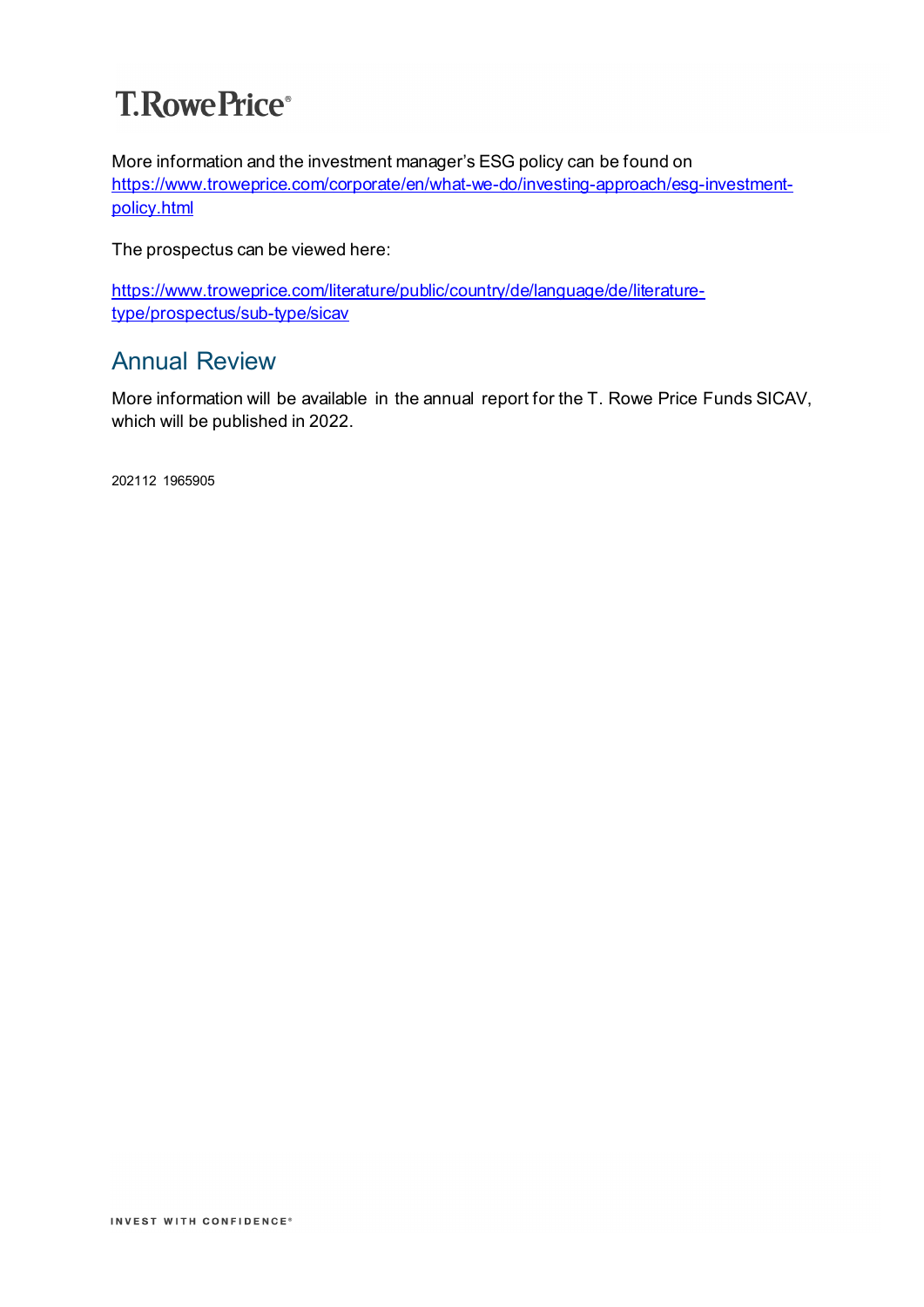More information and the investment manager's ESG policy can be found on https://www.troweprice.com/corporate/en/what-we-do/investing-approach/esg-investment-policy.html

The prospectus can be viewed here:

https://www.troweprice.com/literature/public/country/de/language/de/literature-type/prospectus/sub-type/sicav

## Annual Review

More information will be available in the annual report for the T. Rowe Price Funds SICAV, which will be published in 2022.

202112 1965905